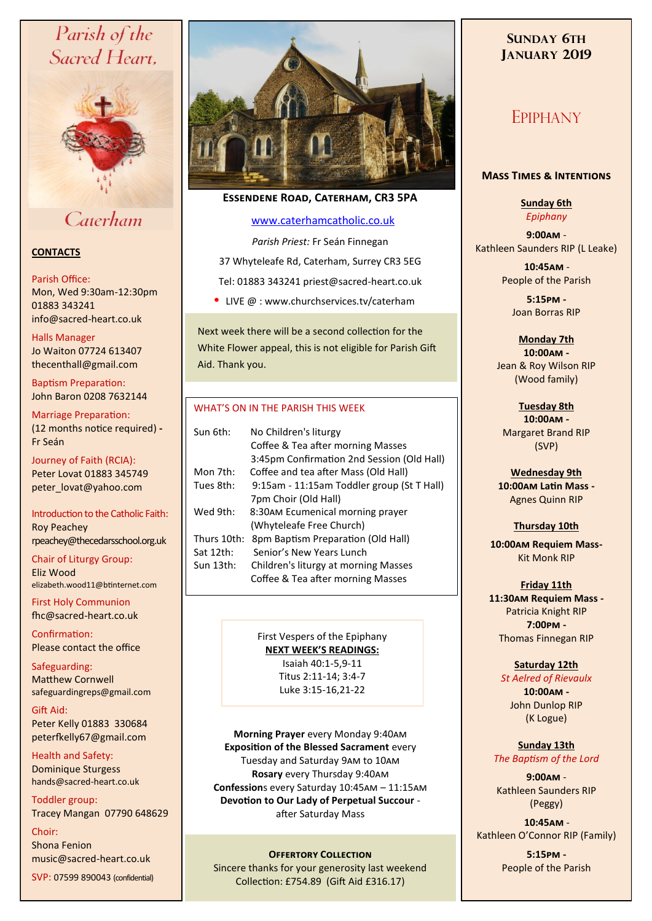# Parish of the Sacred Heart, Caterham

## CONTACTS

Parish Office:
Mon, Wed 9:30am-12:30pm
01883 343241
info@sacred-heart.co.uk

Halls Manager
Jo Waiton 07724 613407
thecenthall@gmail.com

Baptism Preparation:
John Baron 0208 7632144

Marriage Preparation:
(12 months notice required) - Fr Seán

Journey of Faith (RCIA):
Peter Lovat 01883 345749
peter_lovat@yahoo.com

Introduction to the Catholic Faith:
Roy Peachey
rpeachey@thecedarsschool.org.uk

Chair of Liturgy Group:
Eliz Wood
elizabeth.wood11@btinternet.com

First Holy Communion
fhc@sacred-heart.co.uk

Confirmation:
Please contact the office

Safeguarding:
Matthew Cornwell
safeguardingreps@gmail.com

Gift Aid:
Peter Kelly 01883 330684
peterfkelly67@gmail.com

Health and Safety:
Dominique Sturgess
hands@sacred-heart.co.uk

Toddler group:
Tracey Mangan 07790 648629

Choir:
Shona Fenion
music@sacred-heart.co.uk

SVP: 07599 890043 (confidential)

**Essendene Road, Caterham, CR3 5PA**

www.caterhamcatholic.co.uk

*Parish Priest:* Fr Seán Finnegan

37 Whyteleafe Rd, Caterham, Surrey CR3 5EG

Tel: 01883 343241 priest@sacred-heart.co.uk

- LIVE @ : www.churchservices.tv/caterham

Next week there will be a second collection for the White Flower appeal, this is not eligible for Parish Gift Aid. Thank you.

## WHAT'S ON IN THE PARISH THIS WEEK

| | |
|---|---|
| Sun 6th: | No Children's liturgy<br>Coffee & Tea after morning Masses<br>3:45pm Confirmation 2nd Session (Old Hall) |
| Mon 7th: | Coffee and tea after Mass (Old Hall) |
| Tues 8th: | 9:15am - 11:15am Toddler group (St T Hall)<br>7pm Choir (Old Hall) |
| Wed 9th: | 8:30AM Ecumenical morning prayer (Whyteleafe Free Church) |
| Thurs 10th: | 8pm Baptism Preparation (Old Hall) |
| Sat 12th: | Senior's New Years Lunch |
| Sun 13th: | Children's liturgy at morning Masses<br>Coffee & Tea after morning Masses |

First Vespers of the Epiphany

**NEXT WEEK'S READINGS:**
Isaiah 40:1-5,9-11
Titus 2:11-14; 3:4-7
Luke 3:15-16,21-22

**Morning Prayer** every Monday 9:40AM
**Exposition of the Blessed Sacrament** every Tuesday and Saturday 9AM to 10AM
**Rosary** every Thursday 9:40AM
**Confessions** every Saturday 10:45AM – 11:15AM
**Devotion to Our Lady of Perpetual Succour** - after Saturday Mass

**Offertory Collection**
Sincere thanks for your generosity last weekend
Collection: £754.89 (Gift Aid £316.17)

## Sunday 6th January 2019

# Epiphany

### Mass Times & Intentions

**Sunday 6th**
*Epiphany*

**9:00AM** -
Kathleen Saunders RIP (L Leake)

**10:45AM** -
People of the Parish

**5:15PM** -
Joan Borras RIP

**Monday 7th**
**10:00AM** -
Jean & Roy Wilson RIP (Wood family)

**Tuesday 8th**
**10:00AM** -
Margaret Brand RIP (SVP)

**Wednesday 9th**
**10:00AM Latin Mass** -
Agnes Quinn RIP

**Thursday 10th**
**10:00AM Requiem Mass**-
Kit Monk RIP

**Friday 11th**
**11:30AM Requiem Mass** -
Patricia Knight RIP
**7:00PM** -
Thomas Finnegan RIP

**Saturday 12th**
*St Aelred of Rievaulx*
**10:00AM** -
John Dunlop RIP (K Logue)

**Sunday 13th**
*The Baptism of the Lord*

**9:00AM** -
Kathleen Saunders RIP (Peggy)

**10:45AM** -
Kathleen O'Connor RIP (Family)

**5:15PM** -
People of the Parish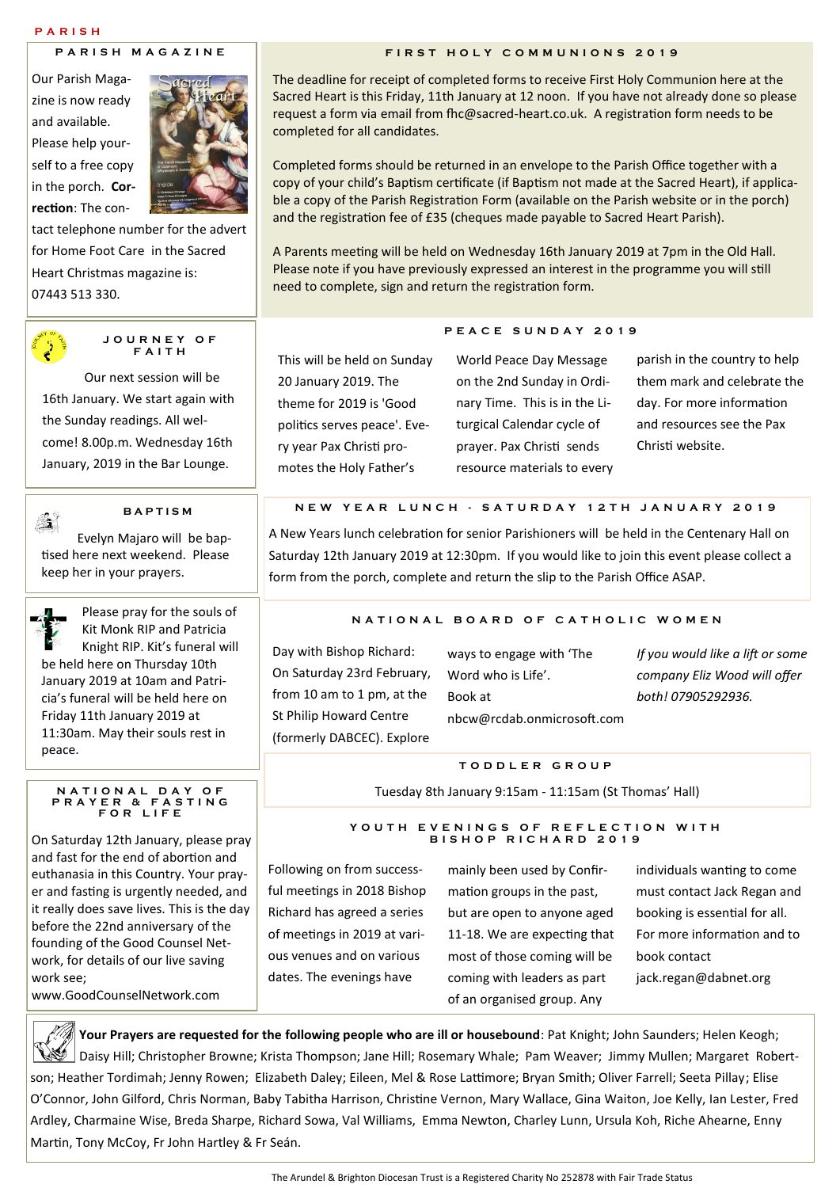PARISH

## PARISH MAGAZINE

Our Parish Magazine is now ready and available. Please help yourself to a free copy in the porch. **Correction**: The contact telephone number for the advert for Home Foot Care in the Sacred Heart Christmas magazine is: 07443 513 330.

## JOURNEY OF FAITH

Our next session will be 16th January. We start again with the Sunday readings. All welcome! 8.00p.m. Wednesday 16th January, 2019 in the Bar Lounge.

## BAPTISM

Evelyn Majaro will be baptised here next weekend. Please keep her in your prayers.

Please pray for the souls of Kit Monk RIP and Patricia Knight RIP. Kit's funeral will be held here on Thursday 10th January 2019 at 10am and Patricia's funeral will be held here on Friday 11th January 2019 at 11:30am. May their souls rest in peace.

## NATIONAL DAY OF PRAYER & FASTING FOR LIFE

On Saturday 12th January, please pray and fast for the end of abortion and euthanasia in this Country. Your prayer and fasting is urgently needed, and it really does save lives. This is the day before the 22nd anniversary of the founding of the Good Counsel Network, for details of our live saving work see; www.GoodCounselNetwork.com

## FIRST HOLY COMMUNIONS 2019

The deadline for receipt of completed forms to receive First Holy Communion here at the Sacred Heart is this Friday, 11th January at 12 noon. If you have not already done so please request a form via email from fhc@sacred-heart.co.uk. A registration form needs to be completed for all candidates.

Completed forms should be returned in an envelope to the Parish Office together with a copy of your child's Baptism certificate (if Baptism not made at the Sacred Heart), if applicable a copy of the Parish Registration Form (available on the Parish website or in the porch) and the registration fee of £35 (cheques made payable to Sacred Heart Parish).

A Parents meeting will be held on Wednesday 16th January 2019 at 7pm in the Old Hall. Please note if you have previously expressed an interest in the programme you will still need to complete, sign and return the registration form.

## PEACE SUNDAY 2019

This will be held on Sunday 20 January 2019. The theme for 2019 is 'Good politics serves peace'. Every year Pax Christi promotes the Holy Father's World Peace Day Message on the 2nd Sunday in Ordinary Time. This is in the Liturgical Calendar cycle of prayer. Pax Christi sends resource materials to every parish in the country to help them mark and celebrate the day. For more information and resources see the Pax Christi website.

## NEW YEAR LUNCH - SATURDAY 12TH JANUARY 2019

A New Years lunch celebration for senior Parishioners will be held in the Centenary Hall on Saturday 12th January 2019 at 12:30pm. If you would like to join this event please collect a form from the porch, complete and return the slip to the Parish Office ASAP.

## NATIONAL BOARD OF CATHOLIC WOMEN

Day with Bishop Richard: On Saturday 23rd February, from 10 am to 1 pm, at the St Philip Howard Centre (formerly DABCEC). Explore ways to engage with 'The Word who is Life'. Book at nbcw@rcdab.onmicrosoft.com

*If you would like a lift or some company Eliz Wood will offer both! 07905292936.*

## TODDLER GROUP

Tuesday 8th January 9:15am - 11:15am (St Thomas' Hall)

## YOUTH EVENINGS OF REFLECTION WITH BISHOP RICHARD 2019

Following on from successful meetings in 2018 Bishop Richard has agreed a series of meetings in 2019 at various venues and on various dates. The evenings have mainly been used by Confirmation groups in the past, but are open to anyone aged 11-18. We are expecting that most of those coming will be coming with leaders as part of an organised group. Any individuals wanting to come must contact Jack Regan and booking is essential for all. For more information and to book contact jack.regan@dabnet.org

**Your Prayers are requested for the following people who are ill or housebound**: Pat Knight; John Saunders; Helen Keogh; Daisy Hill; Christopher Browne; Krista Thompson; Jane Hill; Rosemary Whale; Pam Weaver; Jimmy Mullen; Margaret Robertson; Heather Tordimah; Jenny Rowen; Elizabeth Daley; Eileen, Mel & Rose Lattimore; Bryan Smith; Oliver Farrell; Seeta Pillay; Elise O'Connor, John Gilford, Chris Norman, Baby Tabitha Harrison, Christine Vernon, Mary Wallace, Gina Waiton, Joe Kelly, Ian Lester, Fred Ardley, Charmaine Wise, Breda Sharpe, Richard Sowa, Val Williams, Emma Newton, Charley Lunn, Ursula Koh, Riche Ahearne, Enny Martin, Tony McCoy, Fr John Hartley & Fr Seán.

The Arundel & Brighton Diocesan Trust is a Registered Charity No 252878 with Fair Trade Status